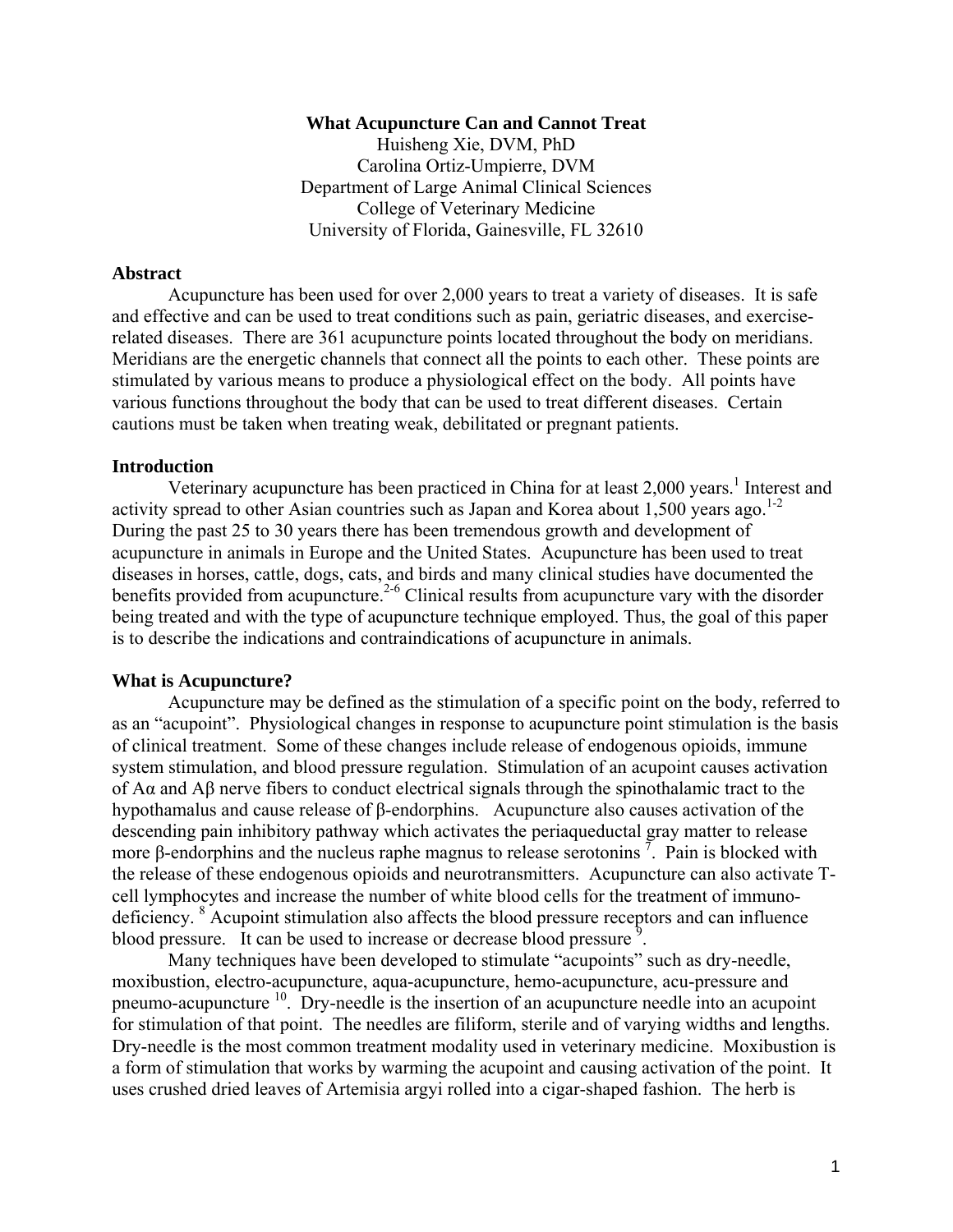# What Acupuncture Can and Cannot Treat

Huisheng Xie, DVM, PhD
Carolina Ortiz-Umpierre, DVM
Department of Large Animal Clinical Sciences
College of Veterinary Medicine
University of Florida, Gainesville, FL 32610

## Abstract

Acupuncture has been used for over 2,000 years to treat a variety of diseases. It is safe and effective and can be used to treat conditions such as pain, geriatric diseases, and exercise-related diseases. There are 361 acupuncture points located throughout the body on meridians. Meridians are the energetic channels that connect all the points to each other. These points are stimulated by various means to produce a physiological effect on the body. All points have various functions throughout the body that can be used to treat different diseases. Certain cautions must be taken when treating weak, debilitated or pregnant patients.

## Introduction

Veterinary acupuncture has been practiced in China for at least 2,000 years.[1] Interest and activity spread to other Asian countries such as Japan and Korea about 1,500 years ago.[1-2] During the past 25 to 30 years there has been tremendous growth and development of acupuncture in animals in Europe and the United States. Acupuncture has been used to treat diseases in horses, cattle, dogs, cats, and birds and many clinical studies have documented the benefits provided from acupuncture.[2-6] Clinical results from acupuncture vary with the disorder being treated and with the type of acupuncture technique employed. Thus, the goal of this paper is to describe the indications and contraindications of acupuncture in animals.

## What is Acupuncture?

Acupuncture may be defined as the stimulation of a specific point on the body, referred to as an "acupoint". Physiological changes in response to acupuncture point stimulation is the basis of clinical treatment. Some of these changes include release of endogenous opioids, immune system stimulation, and blood pressure regulation. Stimulation of an acupoint causes activation of Aα and Aβ nerve fibers to conduct electrical signals through the spinothalamic tract to the hypothamalus and cause release of β-endorphins. Acupuncture also causes activation of the descending pain inhibitory pathway which activates the periaqueductal gray matter to release more β-endorphins and the nucleus raphe magnus to release serotonins [7]. Pain is blocked with the release of these endogenous opioids and neurotransmitters. Acupuncture can also activate T-cell lymphocytes and increase the number of white blood cells for the treatment of immuno-deficiency. [8] Acupoint stimulation also affects the blood pressure receptors and can influence blood pressure. It can be used to increase or decrease blood pressure [9].

Many techniques have been developed to stimulate "acupoints" such as dry-needle, moxibustion, electro-acupuncture, aqua-acupuncture, hemo-acupuncture, acu-pressure and pneumo-acupuncture [10]. Dry-needle is the insertion of an acupuncture needle into an acupoint for stimulation of that point. The needles are filiform, sterile and of varying widths and lengths. Dry-needle is the most common treatment modality used in veterinary medicine. Moxibustion is a form of stimulation that works by warming the acupoint and causing activation of the point. It uses crushed dried leaves of Artemisia argyi rolled into a cigar-shaped fashion. The herb is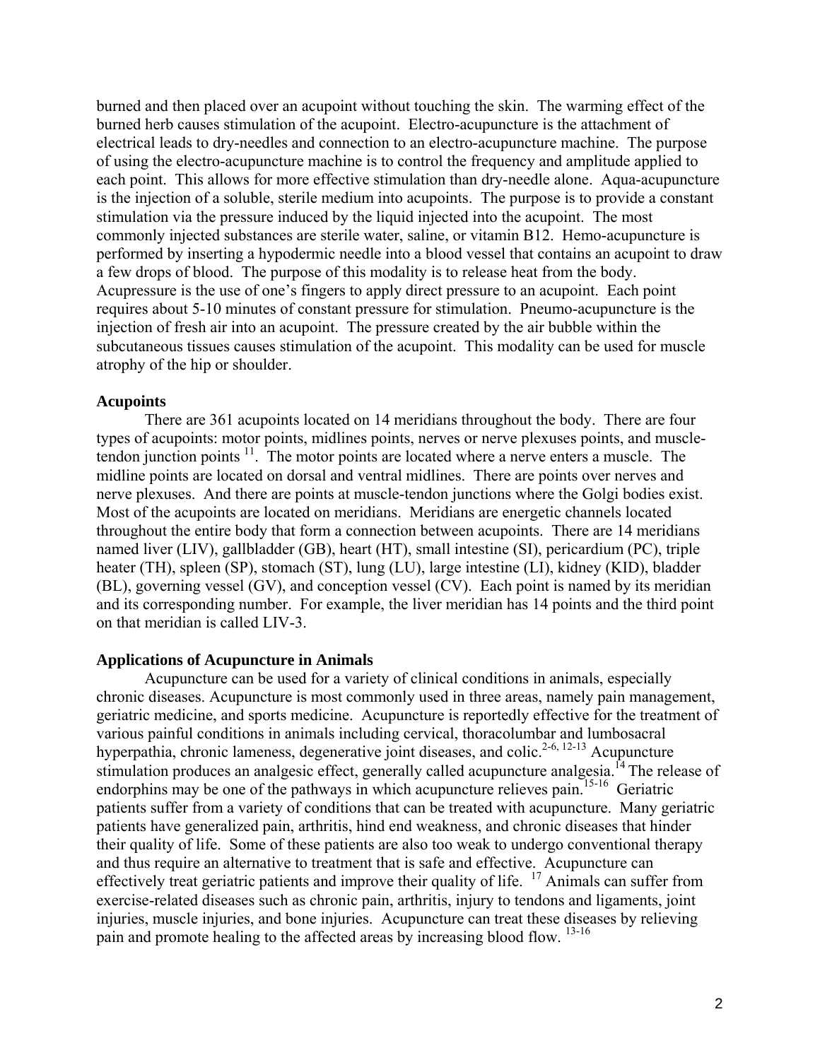burned and then placed over an acupoint without touching the skin. The warming effect of the burned herb causes stimulation of the acupoint. Electro-acupuncture is the attachment of electrical leads to dry-needles and connection to an electro-acupuncture machine. The purpose of using the electro-acupuncture machine is to control the frequency and amplitude applied to each point. This allows for more effective stimulation than dry-needle alone. Aqua-acupuncture is the injection of a soluble, sterile medium into acupoints. The purpose is to provide a constant stimulation via the pressure induced by the liquid injected into the acupoint. The most commonly injected substances are sterile water, saline, or vitamin B12. Hemo-acupuncture is performed by inserting a hypodermic needle into a blood vessel that contains an acupoint to draw a few drops of blood. The purpose of this modality is to release heat from the body. Acupressure is the use of one's fingers to apply direct pressure to an acupoint. Each point requires about 5-10 minutes of constant pressure for stimulation. Pneumo-acupuncture is the injection of fresh air into an acupoint. The pressure created by the air bubble within the subcutaneous tissues causes stimulation of the acupoint. This modality can be used for muscle atrophy of the hip or shoulder.

**Acupoints**

There are 361 acupoints located on 14 meridians throughout the body. There are four types of acupoints: motor points, midlines points, nerves or nerve plexuses points, and muscle-tendon junction points [11]. The motor points are located where a nerve enters a muscle. The midline points are located on dorsal and ventral midlines. There are points over nerves and nerve plexuses. And there are points at muscle-tendon junctions where the Golgi bodies exist. Most of the acupoints are located on meridians. Meridians are energetic channels located throughout the entire body that form a connection between acupoints. There are 14 meridians named liver (LIV), gallbladder (GB), heart (HT), small intestine (SI), pericardium (PC), triple heater (TH), spleen (SP), stomach (ST), lung (LU), large intestine (LI), kidney (KID), bladder (BL), governing vessel (GV), and conception vessel (CV). Each point is named by its meridian and its corresponding number. For example, the liver meridian has 14 points and the third point on that meridian is called LIV-3.

**Applications of Acupuncture in Animals**

Acupuncture can be used for a variety of clinical conditions in animals, especially chronic diseases. Acupuncture is most commonly used in three areas, namely pain management, geriatric medicine, and sports medicine. Acupuncture is reportedly effective for the treatment of various painful conditions in animals including cervical, thoracolumbar and lumbosacral hyperpathia, chronic lameness, degenerative joint diseases, and colic.[2-6, 12-13] Acupuncture stimulation produces an analgesic effect, generally called acupuncture analgesia.[14] The release of endorphins may be one of the pathways in which acupuncture relieves pain.[15-16] Geriatric patients suffer from a variety of conditions that can be treated with acupuncture. Many geriatric patients have generalized pain, arthritis, hind end weakness, and chronic diseases that hinder their quality of life. Some of these patients are also too weak to undergo conventional therapy and thus require an alternative to treatment that is safe and effective. Acupuncture can effectively treat geriatric patients and improve their quality of life. [17] Animals can suffer from exercise-related diseases such as chronic pain, arthritis, injury to tendons and ligaments, joint injuries, muscle injuries, and bone injuries. Acupuncture can treat these diseases by relieving pain and promote healing to the affected areas by increasing blood flow. [13-16]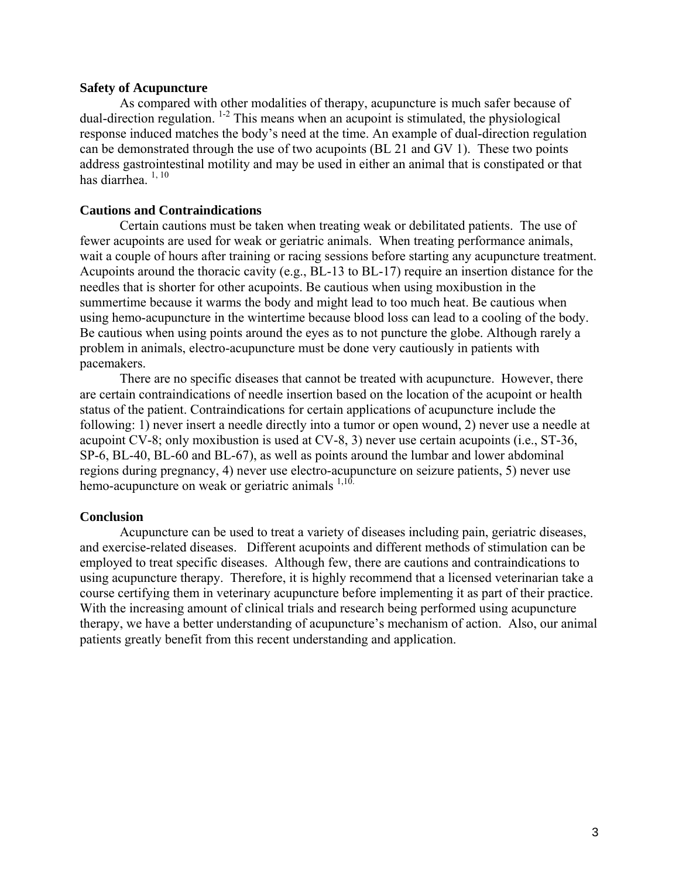**Safety of Acupuncture**

As compared with other modalities of therapy, acupuncture is much safer because of dual-direction regulation. [1-2] This means when an acupoint is stimulated, the physiological response induced matches the body's need at the time. An example of dual-direction regulation can be demonstrated through the use of two acupoints (BL 21 and GV 1). These two points address gastrointestinal motility and may be used in either an animal that is constipated or that has diarrhea. [1, 10]

**Cautions and Contraindications**

Certain cautions must be taken when treating weak or debilitated patients. The use of fewer acupoints are used for weak or geriatric animals. When treating performance animals, wait a couple of hours after training or racing sessions before starting any acupuncture treatment. Acupoints around the thoracic cavity (e.g., BL-13 to BL-17) require an insertion distance for the needles that is shorter for other acupoints. Be cautious when using moxibustion in the summertime because it warms the body and might lead to too much heat. Be cautious when using hemo-acupuncture in the wintertime because blood loss can lead to a cooling of the body. Be cautious when using points around the eyes as to not puncture the globe. Although rarely a problem in animals, electro-acupuncture must be done very cautiously in patients with pacemakers.

There are no specific diseases that cannot be treated with acupuncture. However, there are certain contraindications of needle insertion based on the location of the acupoint or health status of the patient. Contraindications for certain applications of acupuncture include the following: 1) never insert a needle directly into a tumor or open wound, 2) never use a needle at acupoint CV-8; only moxibustion is used at CV-8, 3) never use certain acupoints (i.e., ST-36, SP-6, BL-40, BL-60 and BL-67), as well as points around the lumbar and lower abdominal regions during pregnancy, 4) never use electro-acupuncture on seizure patients, 5) never use hemo-acupuncture on weak or geriatric animals [1,10].

**Conclusion**

Acupuncture can be used to treat a variety of diseases including pain, geriatric diseases, and exercise-related diseases. Different acupoints and different methods of stimulation can be employed to treat specific diseases. Although few, there are cautions and contraindications to using acupuncture therapy. Therefore, it is highly recommend that a licensed veterinarian take a course certifying them in veterinary acupuncture before implementing it as part of their practice. With the increasing amount of clinical trials and research being performed using acupuncture therapy, we have a better understanding of acupuncture's mechanism of action. Also, our animal patients greatly benefit from this recent understanding and application.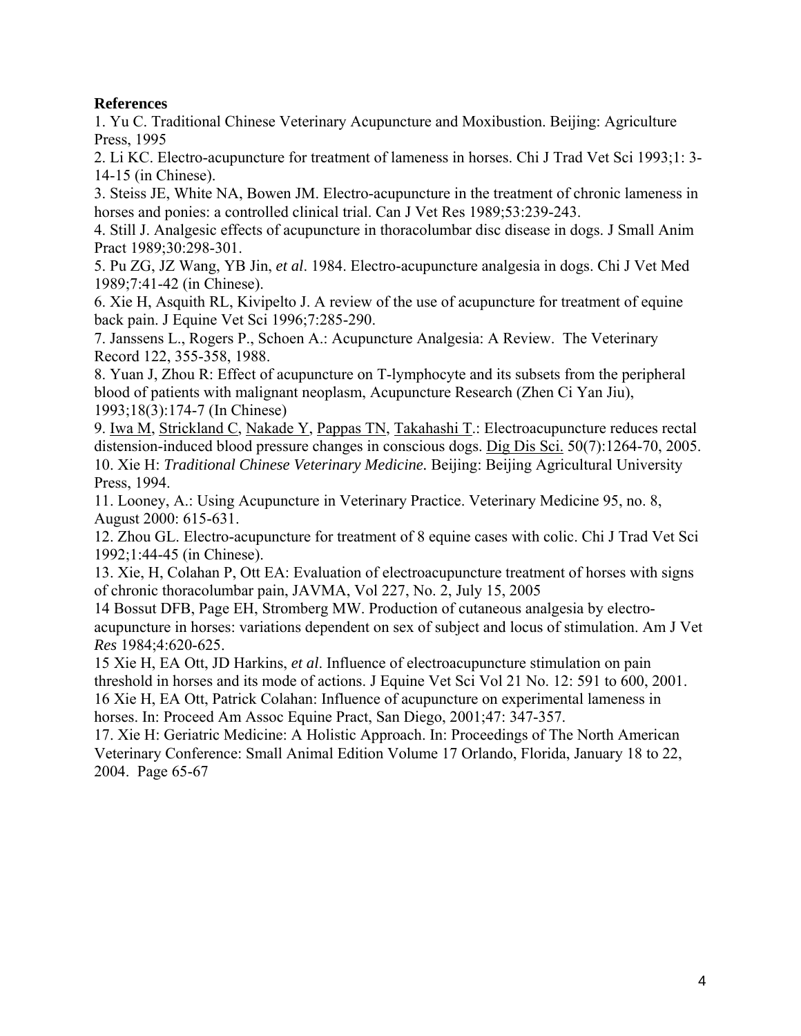**References**

1. Yu C. Traditional Chinese Veterinary Acupuncture and Moxibustion. Beijing: Agriculture Press, 1995
2. Li KC. Electro-acupuncture for treatment of lameness in horses. Chi J Trad Vet Sci 1993;1: 3-14-15 (in Chinese).
3. Steiss JE, White NA, Bowen JM. Electro-acupuncture in the treatment of chronic lameness in horses and ponies: a controlled clinical trial. Can J Vet Res 1989;53:239-243.
4. Still J. Analgesic effects of acupuncture in thoracolumbar disc disease in dogs. J Small Anim Pract 1989;30:298-301.
5. Pu ZG, JZ Wang, YB Jin, *et al*. 1984. Electro-acupuncture analgesia in dogs. Chi J Vet Med 1989;7:41-42 (in Chinese).
6. Xie H, Asquith RL, Kivipelto J. A review of the use of acupuncture for treatment of equine back pain. J Equine Vet Sci 1996;7:285-290.
7. Janssens L., Rogers P., Schoen A.: Acupuncture Analgesia: A Review. The Veterinary Record 122, 355-358, 1988.
8. Yuan J, Zhou R: Effect of acupuncture on T-lymphocyte and its subsets from the peripheral blood of patients with malignant neoplasm, Acupuncture Research (Zhen Ci Yan Jiu), 1993;18(3):174-7 (In Chinese)
9. Iwa M, Strickland C, Nakade Y, Pappas TN, Takahashi T.: Electroacupuncture reduces rectal distension-induced blood pressure changes in conscious dogs. Dig Dis Sci. 50(7):1264-70, 2005.
10. Xie H: *Traditional Chinese Veterinary Medicine.* Beijing: Beijing Agricultural University Press, 1994.
11. Looney, A.: Using Acupuncture in Veterinary Practice. Veterinary Medicine 95, no. 8, August 2000: 615-631.
12. Zhou GL. Electro-acupuncture for treatment of 8 equine cases with colic. Chi J Trad Vet Sci 1992;1:44-45 (in Chinese).
13. Xie, H, Colahan P, Ott EA: Evaluation of electroacupuncture treatment of horses with signs of chronic thoracolumbar pain, JAVMA, Vol 227, No. 2, July 15, 2005
14 Bossut DFB, Page EH, Stromberg MW. Production of cutaneous analgesia by electro-acupuncture in horses: variations dependent on sex of subject and locus of stimulation. Am J Vet *Res* 1984;4:620-625.
15 Xie H, EA Ott, JD Harkins, *et al*. Influence of electroacupuncture stimulation on pain threshold in horses and its mode of actions. J Equine Vet Sci Vol 21 No. 12: 591 to 600, 2001.
16 Xie H, EA Ott, Patrick Colahan: Influence of acupuncture on experimental lameness in horses. In: Proceed Am Assoc Equine Pract, San Diego, 2001;47: 347-357.
17. Xie H: Geriatric Medicine: A Holistic Approach. In: Proceedings of The North American Veterinary Conference: Small Animal Edition Volume 17 Orlando, Florida, January 18 to 22, 2004. Page 65-67